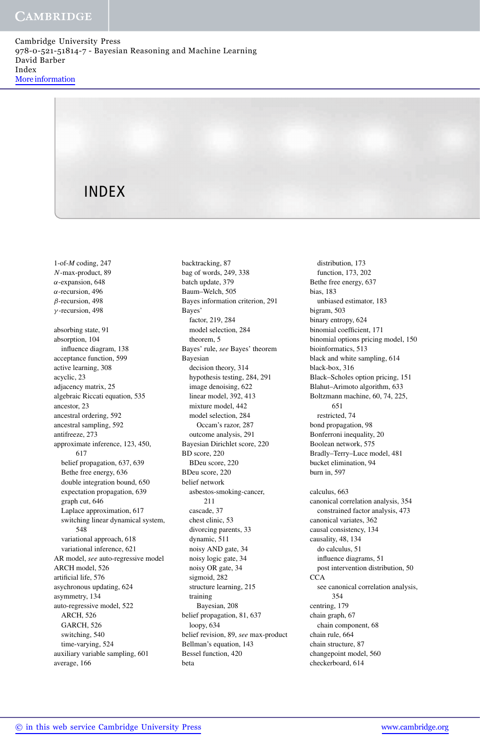# INDEX

1-of-$M$ coding, 247
$N$-max-product, 89
$\alpha$-expansion, 648
$\alpha$-recursion, 496
$\beta$-recursion, 498
$\gamma$-recursion, 498

absorbing state, 91
absorption, 104
  influence diagram, 138
acceptance function, 599
active learning, 308
acyclic, 23
adjacency matrix, 25
algebraic Riccati equation, 535
ancestor, 23
ancestral ordering, 592
ancestral sampling, 592
antifreeze, 273
approximate inference, 123, 450, 617
  belief propagation, 637, 639
  Bethe free energy, 636
  double integration bound, 650
  expectation propagation, 639
  graph cut, 646
  Laplace approximation, 617
  switching linear dynamical system, 548
  variational approach, 618
  variational inference, 621
AR model, *see* auto-regressive model
ARCH model, 526
artificial life, 576
asychronous updating, 624
asymmetry, 134
auto-regressive model, 522
  ARCH, 526
  GARCH, 526
  switching, 540
  time-varying, 524
auxiliary variable sampling, 601
average, 166

backtracking, 87
bag of words, 249, 338
batch update, 379
Baum–Welch, 505
Bayes information criterion, 291
Bayes'
  factor, 219, 284
  model selection, 284
  theorem, 5
Bayes' rule, *see* Bayes' theorem
Bayesian
  decision theory, 314
  hypothesis testing, 284, 291
  image denoising, 622
  linear model, 392, 413
  mixture model, 442
  model selection, 284
    Occam's razor, 287
  outcome analysis, 291
Bayesian Dirichlet score, 220
BD score, 220
  BDeu score, 220
BDeu score, 220
belief network
  asbestos-smoking-cancer, 211
  cascade, 37
  chest clinic, 53
  divorcing parents, 33
  dynamic, 511
  noisy AND gate, 34
  noisy logic gate, 34
  noisy OR gate, 34
  sigmoid, 282
  structure learning, 215
  training
    Bayesian, 208
belief propagation, 81, 637
  loopy, 634
belief revision, 89, *see* max-product
Bellman's equation, 143
Bessel function, 420
beta
  distribution, 173
  function, 173, 202
Bethe free energy, 637
bias, 183
  unbiased estimator, 183
bigram, 503
binary entropy, 624
binomial coefficient, 171
binomial options pricing model, 150
bioinformatics, 513
black and white sampling, 614
black-box, 316
Black–Scholes option pricing, 151
Blahut–Arimoto algorithm, 633
Boltzmann machine, 60, 74, 225, 651
  restricted, 74
bond propagation, 98
Bonferroni inequality, 20
Boolean network, 575
Bradly–Terry–Luce model, 481
bucket elimination, 94
burn in, 597

calculus, 663
canonical correlation analysis, 354
  constrained factor analysis, 473
canonical variates, 362
causal consistency, 134
causality, 48, 134
  do calculus, 51
  influence diagrams, 51
  post intervention distribution, 50
CCA
  see canonical correlation analysis, 354
centring, 179
chain graph, 67
  chain component, 68
chain rule, 664
chain structure, 87
changepoint model, 560
checkerboard, 614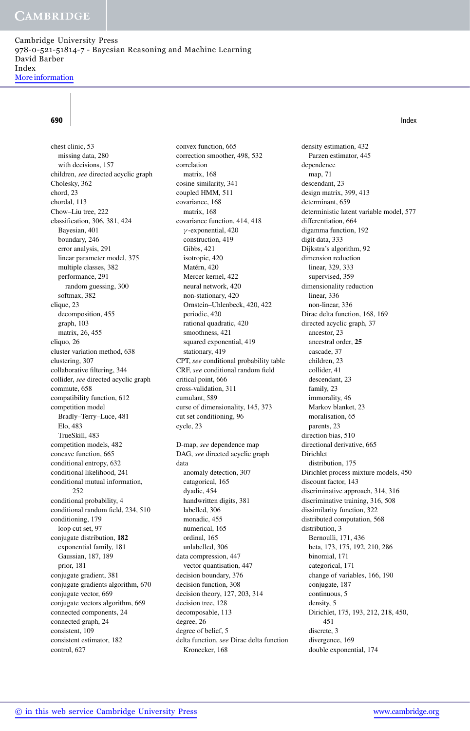chest clinic, 53
  missing data, 280
  with decisions, 157
children, *see* directed acyclic graph
Cholesky, 362
chord, 23
chordal, 113
Chow–Liu tree, 222
classification, 306, 381, 424
  Bayesian, 401
  boundary, 246
  error analysis, 291
  linear parameter model, 375
  multiple classes, 382
  performance, 291
    random guessing, 300
  softmax, 382
clique, 23
  decomposition, 455
  graph, 103
  matrix, 26, 455
cliquo, 26
cluster variation method, 638
clustering, 307
collaborative filtering, 344
collider, *see* directed acyclic graph
commute, 658
compatibility function, 612
competition model
  Bradly–Terry–Luce, 481
  Elo, 483
  TrueSkill, 483
competition models, 482
concave function, 665
conditional entropy, 632
conditional likelihood, 241
conditional mutual information,
    252
conditional probability, 4
conditional random field, 234, 510
conditioning, 179
  loop cut set, 97
conjugate distribution, **182**
  exponential family, 181
  Gaussian, 187, 189
  prior, 181
conjugate gradient, 381
conjugate gradients algorithm, 670
conjugate vector, 669
conjugate vectors algorithm, 669
connected components, 24
connected graph, 24
consistent, 109
consistent estimator, 182
control, 627
convex function, 665
correction smoother, 498, 532
correlation
  matrix, 168
cosine similarity, 341
coupled HMM, 511
covariance, 168
  matrix, 168
covariance function, 414, 418
  $\gamma$-exponential, 420
  construction, 419
  Gibbs, 421
  isotropic, 420
  Matérn, 420
  Mercer kernel, 422
  neural network, 420
  non-stationary, 420
  Ornstein–Uhlenbeck, 420, 422
  periodic, 420
  rational quadratic, 420
  smoothness, 421
  squared exponential, 419
  stationary, 419
CPT, *see* conditional probability table
CRF, *see* conditional random field
critical point, 666
cross-validation, 311
cumulant, 589
curse of dimensionality, 145, 373
cut set conditioning, 96
cycle, 23

D-map, *see* dependence map
DAG, *see* directed acyclic graph
data
  anomaly detection, 307
  catagorical, 165
  dyadic, 454
  handwritten digits, 381
  labelled, 306
  monadic, 455
  numerical, 165
  ordinal, 165
  unlabelled, 306
data compression, 447
  vector quantisation, 447
decision boundary, 376
decision function, 308
decision theory, 127, 203, 314
decision tree, 128
decomposable, 113
degree, 26
degree of belief, 5
delta function, *see* Dirac delta function
  Kronecker, 168
density estimation, 432
  Parzen estimator, 445
dependence
  map, 71
descendant, 23
design matrix, 399, 413
determinant, 659
deterministic latent variable model, 577
differentiation, 664
digamma function, 192
digit data, 333
Dijkstra's algorithm, 92
dimension reduction
  linear, 329, 333
  supervised, 359
dimensionality reduction
  linear, 336
  non-linear, 336
Dirac delta function, 168, 169
directed acyclic graph, 37
  ancestor, 23
  ancestral order, **25**
  cascade, 37
  children, 23
  collider, 41
  descendant, 23
  family, 23
  immorality, 46
  Markov blanket, 23
  moralisation, 65
  parents, 23
direction bias, 510
directional derivative, 665
Dirichlet
  distribution, 175
Dirichlet process mixture models, 450
discount factor, 143
discriminative approach, 314, 316
discriminative training, 316, 508
dissimilarity function, 322
distributed computation, 568
distribution, 3
  Bernoulli, 171, 436
  beta, 173, 175, 192, 210, 286
  binomial, 171
  categorical, 171
  change of variables, 166, 190
  conjugate, 187
  continuous, 5
  density, 5
  Dirichlet, 175, 193, 212, 218, 450,
    451
  discrete, 3
  divergence, 169
  double exponential, 174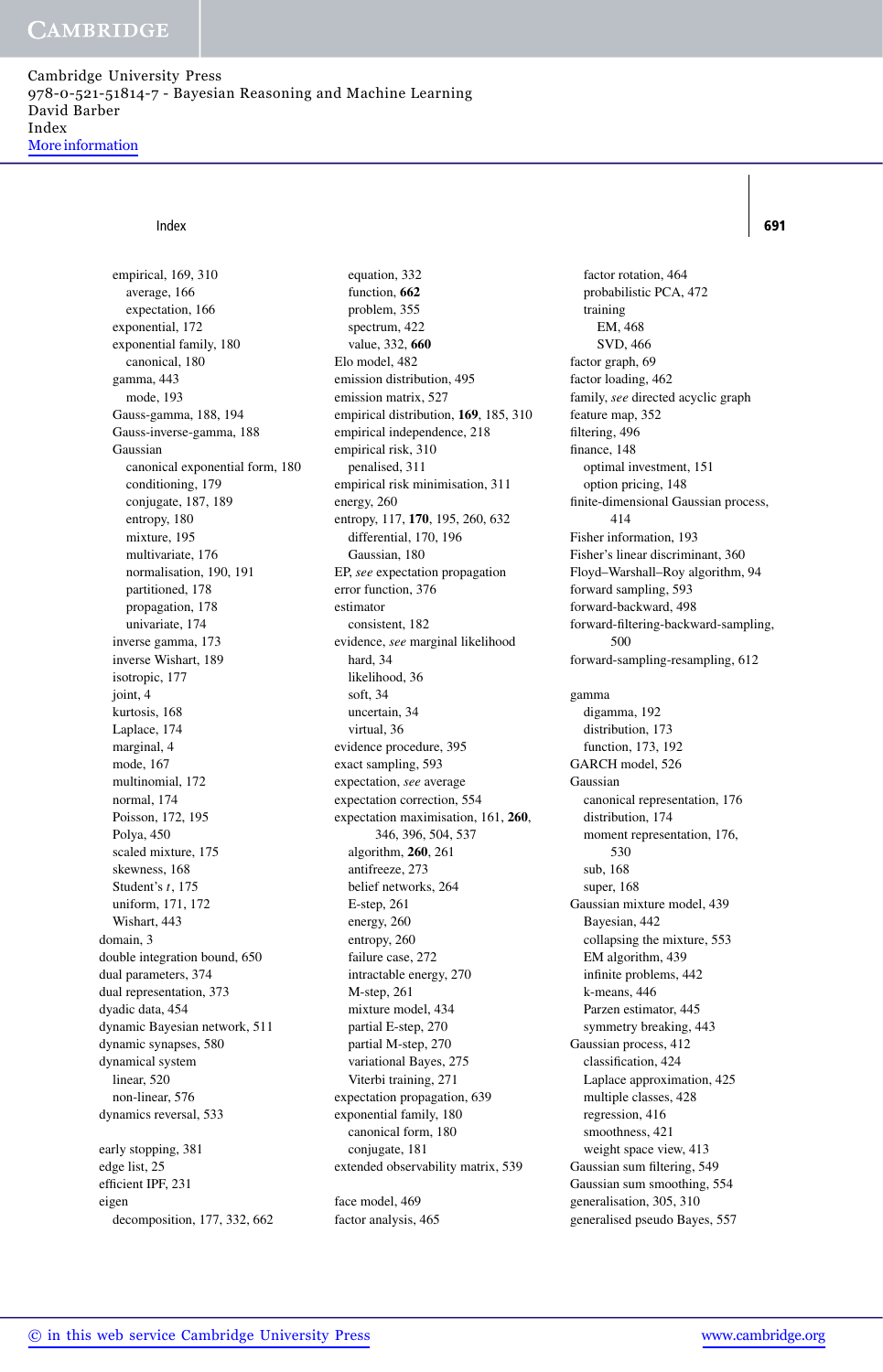empirical, 169, 310
  average, 166
  expectation, 166
exponential, 172
exponential family, 180
  canonical, 180
gamma, 443
  mode, 193
Gauss-gamma, 188, 194
Gauss-inverse-gamma, 188
Gaussian
  canonical exponential form, 180
  conditioning, 179
  conjugate, 187, 189
  entropy, 180
  mixture, 195
  multivariate, 176
  normalisation, 190, 191
  partitioned, 178
  propagation, 178
  univariate, 174
inverse gamma, 173
inverse Wishart, 189
isotropic, 177
joint, 4
kurtosis, 168
Laplace, 174
marginal, 4
mode, 167
multinomial, 172
normal, 174
Poisson, 172, 195
Polya, 450
scaled mixture, 175
skewness, 168
Student's *t*, 175
uniform, 171, 172
Wishart, 443

domain, 3
double integration bound, 650
dual parameters, 374
dual representation, 373
dyadic data, 454
dynamic Bayesian network, 511
dynamic synapses, 580
dynamical system
  linear, 520
  non-linear, 576
dynamics reversal, 533

early stopping, 381
edge list, 25
efficient IPF, 231
eigen
  decomposition, 177, 332, 662
  equation, 332
  function, **662**
  problem, 355
  spectrum, 422
  value, 332, **660**
Elo model, 482
emission distribution, 495
emission matrix, 527
empirical distribution, **169**, 185, 310
empirical independence, 218
empirical risk, 310
empirical risk minimisation, 311
  penalised, 311
energy, 260
entropy, 117, **170**, 195, 260, 632
  differential, 170, 196
  Gaussian, 180
EP, *see* expectation propagation
error function, 376
estimator
  consistent, 182
evidence, *see* marginal likelihood
  hard, 34
  likelihood, 36
  soft, 34
  uncertain, 34
  virtual, 36
evidence procedure, 395
exact sampling, 593
expectation, *see* average
expectation correction, 554
expectation maximisation, 161, **260**, 346, 396, 504, 537
  algorithm, **260**, 261
  antifreeze, 273
  belief networks, 264
  E-step, 261
  energy, 260
  entropy, 260
  failure case, 272
  intractable energy, 270
  M-step, 261
  mixture model, 434
  partial E-step, 270
  partial M-step, 270
  variational Bayes, 275
  Viterbi training, 271
expectation propagation, 639
exponential family, 180
  canonical form, 180
  conjugate, 181
extended observability matrix, 539

face model, 469
factor analysis, 465
  factor rotation, 464
  probabilistic PCA, 472
  training
    EM, 468
    SVD, 466
factor graph, 69
factor loading, 462
family, *see* directed acyclic graph
feature map, 352
filtering, 496
finance, 148
  optimal investment, 151
  option pricing, 148
finite-dimensional Gaussian process, 414
Fisher information, 193
Fisher's linear discriminant, 360
Floyd–Warshall–Roy algorithm, 94
forward sampling, 593
forward-backward, 498
forward-filtering-backward-sampling, 500
forward-sampling-resampling, 612

gamma
  digamma, 192
  distribution, 173
  function, 173, 192
GARCH model, 526
Gaussian
  canonical representation, 176
  distribution, 174
  moment representation, 176, 530
  sub, 168
  super, 168
Gaussian mixture model, 439
  Bayesian, 442
  collapsing the mixture, 553
  EM algorithm, 439
  infinite problems, 442
  k-means, 446
  Parzen estimator, 445
  symmetry breaking, 443
Gaussian process, 412
  classification, 424
  Laplace approximation, 425
  multiple classes, 428
  regression, 416
  smoothness, 421
  weight space view, 413
Gaussian sum filtering, 549
Gaussian sum smoothing, 554
generalisation, 305, 310
generalised pseudo Bayes, 557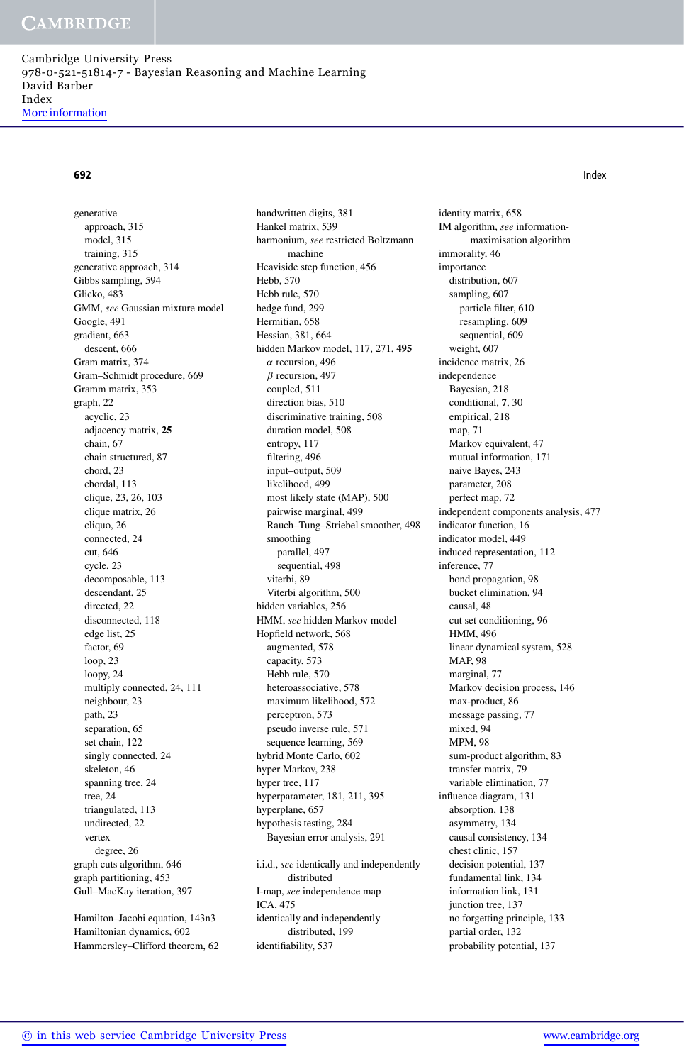generative
- approach, 315
- model, 315
- training, 315

generative approach, 314
Gibbs sampling, 594
Glicko, 483
GMM, *see* Gaussian mixture model
Google, 491
gradient, 663
- descent, 666

Gram matrix, 374
Gram–Schmidt procedure, 669
Gramm matrix, 353
graph, 22
- acyclic, 23
- adjacency matrix, **25**
- chain, 67
- chain structured, 87
- chord, 23
- chordal, 113
- clique, 23, 26, 103
- clique matrix, 26
- cliquo, 26
- connected, 24
- cut, 646
- cycle, 23
- decomposable, 113
- descendant, 25
- directed, 22
- disconnected, 118
- edge list, 25
- factor, 69
- loop, 23
- loopy, 24
- multiply connected, 24, 111
- neighbour, 23
- path, 23
- separation, 65
- set chain, 122
- singly connected, 24
- skeleton, 46
- spanning tree, 24
- tree, 24
- triangulated, 113
- undirected, 22
- vertex
  - degree, 26

graph cuts algorithm, 646
graph partitioning, 453
Gull–MacKay iteration, 397

Hamilton–Jacobi equation, 143n3
Hamiltonian dynamics, 602
Hammersley–Clifford theorem, 62
handwritten digits, 381
Hankel matrix, 539
harmonium, *see* restricted Boltzmann machine
Heaviside step function, 456
Hebb, 570
Hebb rule, 570
hedge fund, 299
Hermitian, 658
Hessian, 381, 664
hidden Markov model, 117, 271, **495**
- $\alpha$ recursion, 496
- $\beta$ recursion, 497
- coupled, 511
- direction bias, 510
- discriminative training, 508
- duration model, 508
- entropy, 117
- filtering, 496
- input–output, 509
- likelihood, 499
- most likely state (MAP), 500
- pairwise marginal, 499
- Rauch–Tung–Striebel smoother, 498
- smoothing
  - parallel, 497
  - sequential, 498
- viterbi, 89
- Viterbi algorithm, 500

hidden variables, 256
HMM, *see* hidden Markov model
Hopfield network, 568
- augmented, 578
- capacity, 573
- Hebb rule, 570
- heteroassociative, 578
- maximum likelihood, 572
- perceptron, 573
- pseudo inverse rule, 571
- sequence learning, 569

hybrid Monte Carlo, 602
hyper Markov, 238
hyper tree, 117
hyperparameter, 181, 211, 395
hyperplane, 657
hypothesis testing, 284
- Bayesian error analysis, 291

i.i.d., *see* identically and independently distributed
I-map, *see* independence map
ICA, 475
identically and independently distributed, 199
identifiability, 537
identity matrix, 658
IM algorithm, *see* information-maximisation algorithm
immorality, 46
importance
- distribution, 607
- sampling, 607
  - particle filter, 610
  - resampling, 609
  - sequential, 609
- weight, 607

incidence matrix, 26
independence
- Bayesian, 218
- conditional, **7**, 30
- empirical, 218
- map, 71
- Markov equivalent, 47
- mutual information, 171
- naive Bayes, 243
- parameter, 208
- perfect map, 72

independent components analysis, 477
indicator function, 16
indicator model, 449
induced representation, 112
inference, 77
- bond propagation, 98
- bucket elimination, 94
- causal, 48
- cut set conditioning, 96
- HMM, 496
- linear dynamical system, 528
- MAP, 98
- marginal, 77
- Markov decision process, 146
- max-product, 86
- message passing, 77
- mixed, 94
- MPM, 98
- sum-product algorithm, 83
- transfer matrix, 79
- variable elimination, 77

influence diagram, 131
- absorption, 138
- asymmetry, 134
- causal consistency, 134
- chest clinic, 157
- decision potential, 137
- fundamental link, 134
- information link, 131
- junction tree, 137
- no forgetting principle, 133
- partial order, 132
- probability potential, 137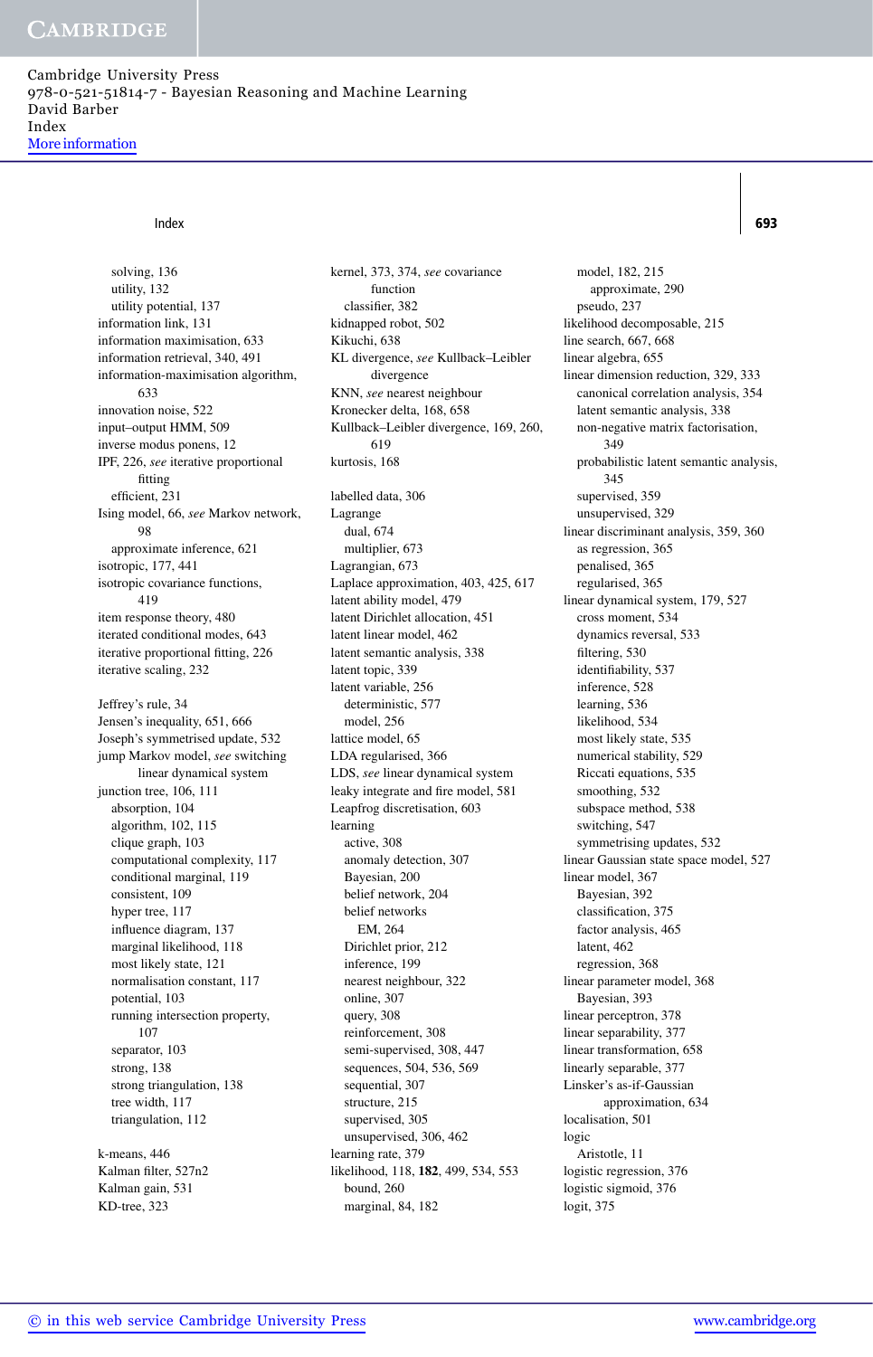solving, 136
utility, 132
utility potential, 137

information link, 131
information maximisation, 633
information retrieval, 340, 491
information-maximisation algorithm, 633
innovation noise, 522
input–output HMM, 509
inverse modus ponens, 12
IPF, 226, *see* iterative proportional fitting
efficient, 231
Ising model, 66, *see* Markov network, 98
approximate inference, 621
isotropic, 177, 441
isotropic covariance functions, 419
item response theory, 480
iterated conditional modes, 643
iterative proportional fitting, 226
iterative scaling, 232

Jeffrey's rule, 34
Jensen's inequality, 651, 666
Joseph's symmetrised update, 532
jump Markov model, *see* switching linear dynamical system
junction tree, 106, 111
absorption, 104
algorithm, 102, 115
clique graph, 103
computational complexity, 117
conditional marginal, 119
consistent, 109
hyper tree, 117
influence diagram, 137
marginal likelihood, 118
most likely state, 121
normalisation constant, 117
potential, 103
running intersection property, 107
separator, 103
strong, 138
strong triangulation, 138
tree width, 117
triangulation, 112

k-means, 446
Kalman filter, 527n2
Kalman gain, 531
KD-tree, 323
kernel, 373, 374, *see* covariance function
classifier, 382
kidnapped robot, 502
Kikuchi, 638
KL divergence, *see* Kullback–Leibler divergence
KNN, *see* nearest neighbour
Kronecker delta, 168, 658
Kullback–Leibler divergence, 169, 260, 619
kurtosis, 168

labelled data, 306
Lagrange
dual, 674
multiplier, 673
Lagrangian, 673
Laplace approximation, 403, 425, 617
latent ability model, 479
latent Dirichlet allocation, 451
latent linear model, 462
latent semantic analysis, 338
latent topic, 339
latent variable, 256
deterministic, 577
model, 256
lattice model, 65
LDA regularised, 366
LDS, *see* linear dynamical system
leaky integrate and fire model, 581
Leapfrog discretisation, 603
learning
active, 308
anomaly detection, 307
Bayesian, 200
belief network, 204
belief networks
EM, 264
Dirichlet prior, 212
inference, 199
nearest neighbour, 322
online, 307
query, 308
reinforcement, 308
semi-supervised, 308, 447
sequences, 504, 536, 569
sequential, 307
structure, 215
supervised, 305
unsupervised, 306, 462
learning rate, 379
likelihood, 118, **182**, 499, 534, 553
bound, 260
marginal, 84, 182
model, 182, 215
approximate, 290
pseudo, 237
likelihood decomposable, 215
line search, 667, 668
linear algebra, 655
linear dimension reduction, 329, 333
canonical correlation analysis, 354
latent semantic analysis, 338
non-negative matrix factorisation, 349
probabilistic latent semantic analysis, 345
supervised, 359
unsupervised, 329
linear discriminant analysis, 359, 360
as regression, 365
penalised, 365
regularised, 365
linear dynamical system, 179, 527
cross moment, 534
dynamics reversal, 533
filtering, 530
identifiability, 537
inference, 528
learning, 536
likelihood, 534
most likely state, 535
numerical stability, 529
Riccati equations, 535
smoothing, 532
subspace method, 538
switching, 547
symmetrising updates, 532
linear Gaussian state space model, 527
linear model, 367
Bayesian, 392
classification, 375
factor analysis, 465
latent, 462
regression, 368
linear parameter model, 368
Bayesian, 393
linear perceptron, 378
linear separability, 377
linear transformation, 658
linearly separable, 377
Linsker's as-if-Gaussian approximation, 634
localisation, 501
logic
Aristotle, 11
logistic regression, 376
logistic sigmoid, 376
logit, 375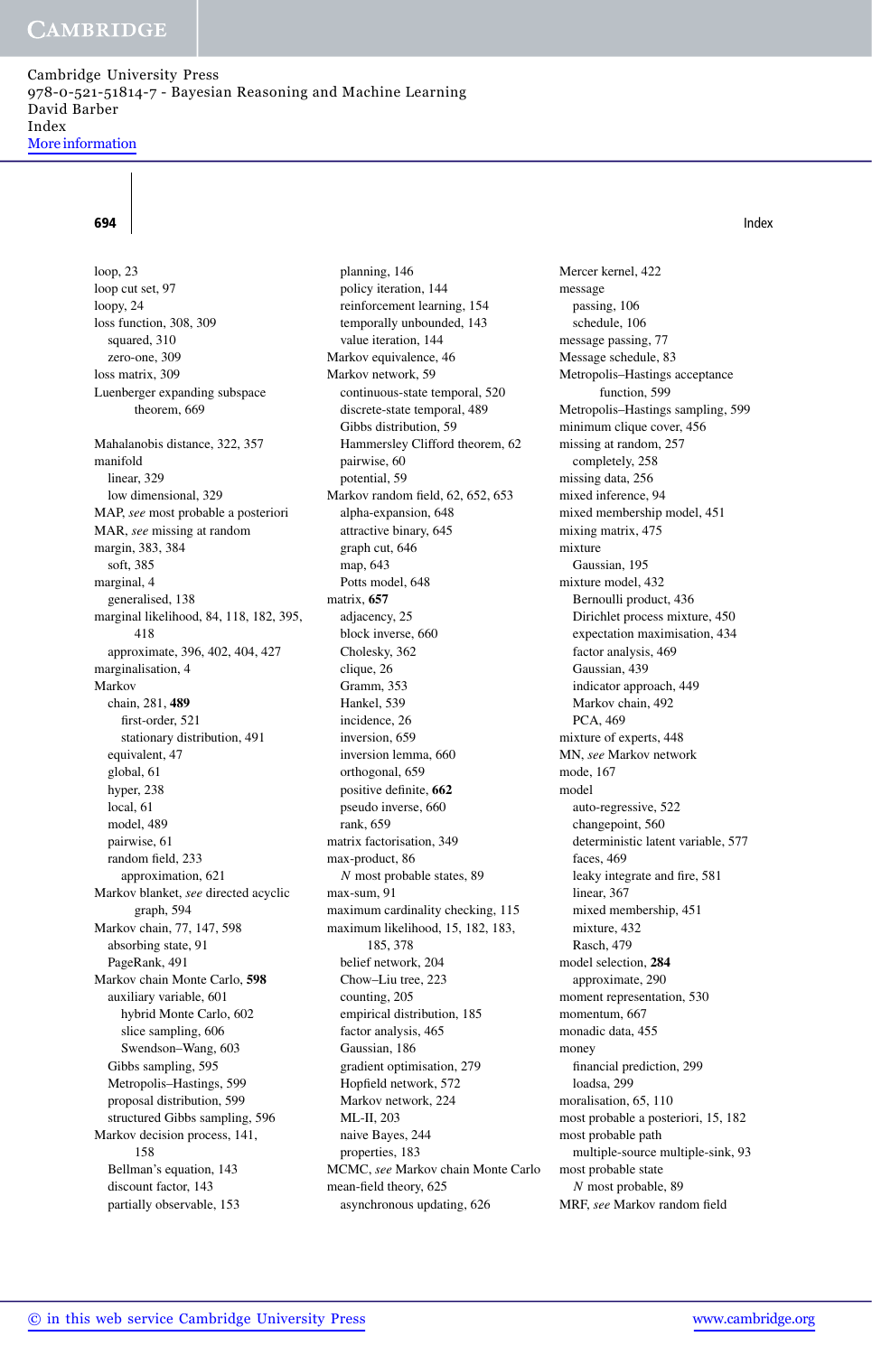loop, 23
loop cut set, 97
loopy, 24
loss function, 308, 309
  squared, 310
  zero-one, 309
loss matrix, 309
Luenberger expanding subspace
    theorem, 669

Mahalanobis distance, 322, 357
manifold
  linear, 329
  low dimensional, 329
MAP, *see* most probable a posteriori
MAR, *see* missing at random
margin, 383, 384
  soft, 385
marginal, 4
  generalised, 138
marginal likelihood, 84, 118, 182, 395,
    418
  approximate, 396, 402, 404, 427
marginalisation, 4
Markov
  chain, 281, **489**
    first-order, 521
    stationary distribution, 491
  equivalent, 47
  global, 61
  hyper, 238
  local, 61
  model, 489
  pairwise, 61
  random field, 233
    approximation, 621
Markov blanket, *see* directed acyclic
    graph, 594
Markov chain, 77, 147, 598
  absorbing state, 91
  PageRank, 491
Markov chain Monte Carlo, **598**
  auxiliary variable, 601
    hybrid Monte Carlo, 602
    slice sampling, 606
    Swendson–Wang, 603
  Gibbs sampling, 595
  Metropolis–Hastings, 599
  proposal distribution, 599
  structured Gibbs sampling, 596
Markov decision process, 141,
    158
  Bellman's equation, 143
  discount factor, 143
  partially observable, 153
  planning, 146
  policy iteration, 144
  reinforcement learning, 154
  temporally unbounded, 143
  value iteration, 144
Markov equivalence, 46
Markov network, 59
  continuous-state temporal, 520
  discrete-state temporal, 489
  Gibbs distribution, 59
  Hammersley Clifford theorem, 62
  pairwise, 60
  potential, 59
Markov random field, 62, 652, 653
  alpha-expansion, 648
  attractive binary, 645
  graph cut, 646
  map, 643
  Potts model, 648
matrix, **657**
  adjacency, 25
  block inverse, 660
  Cholesky, 362
  clique, 26
  Gramm, 353
  Hankel, 539
  incidence, 26
  inversion, 659
  inversion lemma, 660
  orthogonal, 659
  positive definite, **662**
  pseudo inverse, 660
  rank, 659
matrix factorisation, 349
max-product, 86
  $N$ most probable states, 89
max-sum, 91
maximum cardinality checking, 115
maximum likelihood, 15, 182, 183,
    185, 378
  belief network, 204
  Chow–Liu tree, 223
  counting, 205
  empirical distribution, 185
  factor analysis, 465
  Gaussian, 186
  gradient optimisation, 279
  Hopfield network, 572
  Markov network, 224
  ML-II, 203
  naive Bayes, 244
  properties, 183
MCMC, *see* Markov chain Monte Carlo
mean-field theory, 625
  asynchronous updating, 626
Mercer kernel, 422
message
  passing, 106
  schedule, 106
message passing, 77
Message schedule, 83
Metropolis–Hastings acceptance
    function, 599
Metropolis–Hastings sampling, 599
minimum clique cover, 456
missing at random, 257
  completely, 258
missing data, 256
mixed inference, 94
mixed membership model, 451
mixing matrix, 475
mixture
  Gaussian, 195
mixture model, 432
  Bernoulli product, 436
  Dirichlet process mixture, 450
  expectation maximisation, 434
  factor analysis, 469
  Gaussian, 439
  indicator approach, 449
  Markov chain, 492
  PCA, 469
mixture of experts, 448
MN, *see* Markov network
mode, 167
model
  auto-regressive, 522
  changepoint, 560
  deterministic latent variable, 577
  faces, 469
  leaky integrate and fire, 581
  linear, 367
  mixed membership, 451
  mixture, 432
  Rasch, 479
model selection, **284**
  approximate, 290
moment representation, 530
momentum, 667
monadic data, 455
money
  financial prediction, 299
  loadsa, 299
moralisation, 65, 110
most probable a posteriori, 15, 182
most probable path
  multiple-source multiple-sink, 93
most probable state
  $N$ most probable, 89
MRF, *see* Markov random field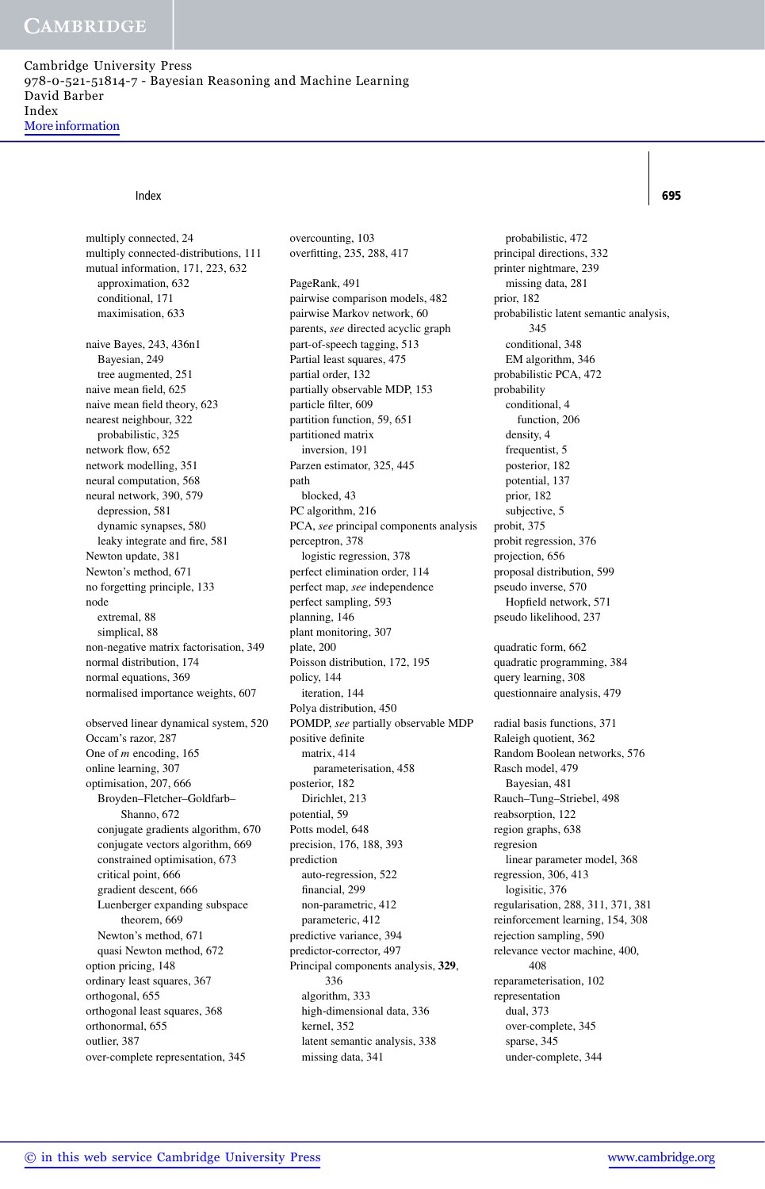multiply connected, 24
multiply connected-distributions, 111
mutual information, 171, 223, 632
  approximation, 632
  conditional, 171
  maximisation, 633

naive Bayes, 243, 436n1
  Bayesian, 249
  tree augmented, 251
naive mean field, 625
naive mean field theory, 623
nearest neighbour, 322
  probabilistic, 325
network flow, 652
network modelling, 351
neural computation, 568
neural network, 390, 579
  depression, 581
  dynamic synapses, 580
  leaky integrate and fire, 581
Newton update, 381
Newton's method, 671
no forgetting principle, 133
node
  extremal, 88
  simplical, 88
non-negative matrix factorisation, 349
normal distribution, 174
normal equations, 369
normalised importance weights, 607

observed linear dynamical system, 520
Occam's razor, 287
One of $m$ encoding, 165
online learning, 307
optimisation, 207, 666
  Broyden–Fletcher–Goldfarb–Shanno, 672
  conjugate gradients algorithm, 670
  conjugate vectors algorithm, 669
  constrained optimisation, 673
  critical point, 666
  gradient descent, 666
  Luenberger expanding subspace theorem, 669
  Newton's method, 671
  quasi Newton method, 672
option pricing, 148
ordinary least squares, 367
orthogonal, 655
orthogonal least squares, 368
orthonormal, 655
outlier, 387
over-complete representation, 345
overcounting, 103
overfitting, 235, 288, 417

PageRank, 491
pairwise comparison models, 482
pairwise Markov network, 60
parents, *see* directed acyclic graph
part-of-speech tagging, 513
Partial least squares, 475
partial order, 132
partially observable MDP, 153
particle filter, 609
partition function, 59, 651
partitioned matrix
  inversion, 191
Parzen estimator, 325, 445
path
  blocked, 43
PC algorithm, 216
PCA, *see* principal components analysis
perceptron, 378
  logistic regression, 378
perfect elimination order, 114
perfect map, *see* independence
perfect sampling, 593
planning, 146
plant monitoring, 307
plate, 200
Poisson distribution, 172, 195
policy, 144
  iteration, 144
Polya distribution, 450
POMDP, *see* partially observable MDP
positive definite
  matrix, 414
    parameterisation, 458
posterior, 182
  Dirichlet, 213
potential, 59
Potts model, 648
precision, 176, 188, 393
prediction
  auto-regression, 522
  financial, 299
  non-parametric, 412
  parameteric, 412
predictive variance, 394
predictor-corrector, 497
Principal components analysis, **329**, 336
  algorithm, 333
  high-dimensional data, 336
  kernel, 352
  latent semantic analysis, 338
  missing data, 341
  probabilistic, 472
principal directions, 332
printer nightmare, 239
  missing data, 281
prior, 182
probabilistic latent semantic analysis, 345
  conditional, 348
  EM algorithm, 346
probabilistic PCA, 472
probability
  conditional, 4
    function, 206
  density, 4
  frequentist, 5
  posterior, 182
  potential, 137
  prior, 182
  subjective, 5
probit, 375
probit regression, 376
projection, 656
proposal distribution, 599
pseudo inverse, 570
  Hopfield network, 571
pseudo likelihood, 237

quadratic form, 662
quadratic programming, 384
query learning, 308
questionnaire analysis, 479

radial basis functions, 371
Raleigh quotient, 362
Random Boolean networks, 576
Rasch model, 479
  Bayesian, 481
Rauch–Tung–Striebel, 498
reabsorption, 122
region graphs, 638
regresion
  linear parameter model, 368
regression, 306, 413
  logisitic, 376
regularisation, 288, 311, 371, 381
reinforcement learning, 154, 308
rejection sampling, 590
relevance vector machine, 400, 408
reparameterisation, 102
representation
  dual, 373
  over-complete, 345
  sparse, 345
  under-complete, 344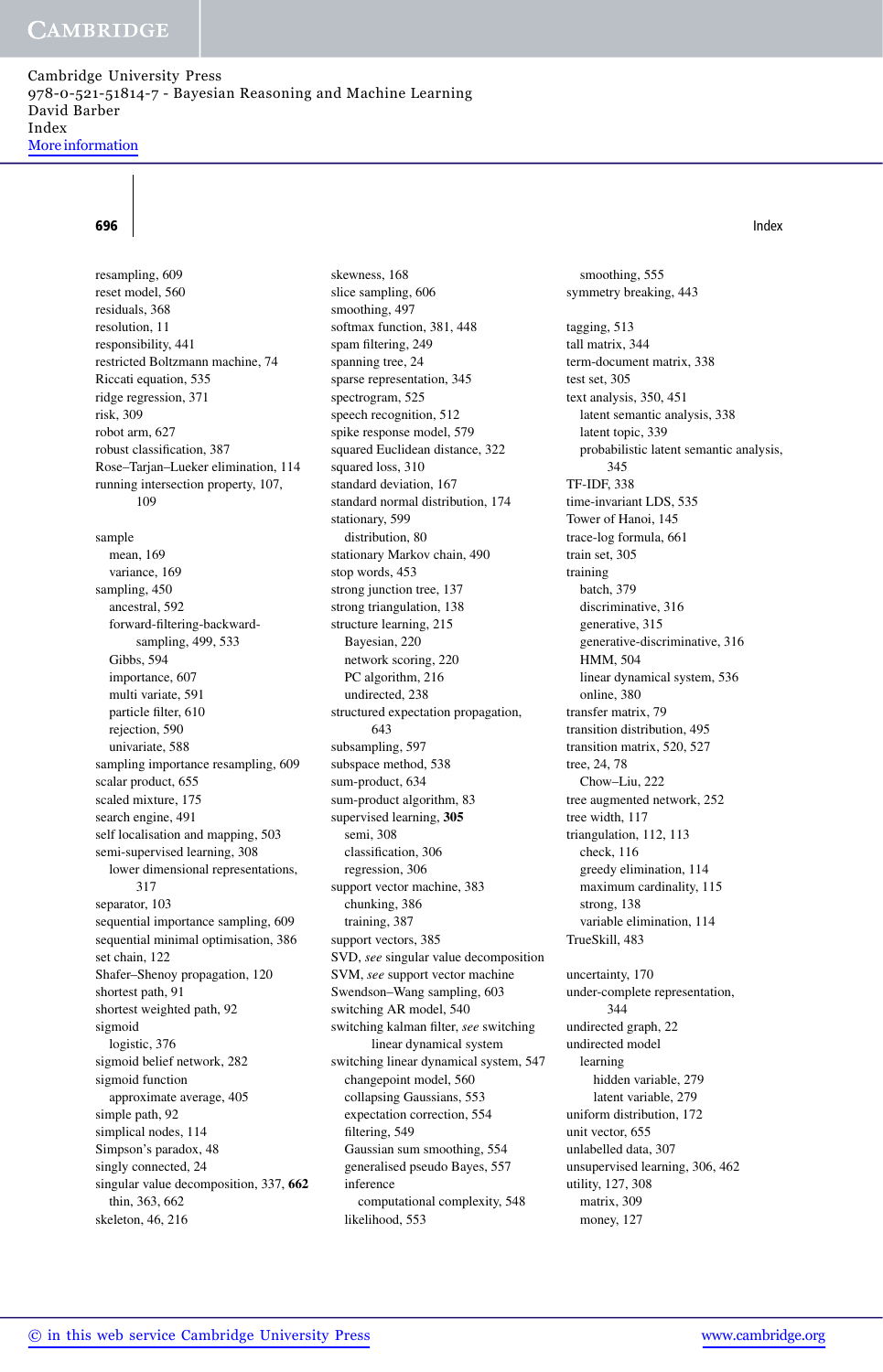resampling, 609
reset model, 560
residuals, 368
resolution, 11
responsibility, 441
restricted Boltzmann machine, 74
Riccati equation, 535
ridge regression, 371
risk, 309
robot arm, 627
robust classification, 387
Rose–Tarjan–Lueker elimination, 114
running intersection property, 107, 109

sample
- mean, 169
- variance, 169

sampling, 450
- ancestral, 592
- forward-filtering-backward-sampling, 499, 533
- Gibbs, 594
- importance, 607
- multi variate, 591
- particle filter, 610
- rejection, 590
- univariate, 588

sampling importance resampling, 609
scalar product, 655
scaled mixture, 175
search engine, 491
self localisation and mapping, 503
semi-supervised learning, 308
- lower dimensional representations, 317

separator, 103
sequential importance sampling, 609
sequential minimal optimisation, 386
set chain, 122
Shafer–Shenoy propagation, 120
shortest path, 91
shortest weighted path, 92
sigmoid
- logistic, 376

sigmoid belief network, 282
sigmoid function
- approximate average, 405

simple path, 92
simplical nodes, 114
Simpson's paradox, 48
singly connected, 24
singular value decomposition, 337, **662**
- thin, 363, 662

skeleton, 46, 216
skewness, 168
slice sampling, 606
smoothing, 497
softmax function, 381, 448
spam filtering, 249
spanning tree, 24
sparse representation, 345
spectrogram, 525
speech recognition, 512
spike response model, 579
squared Euclidean distance, 322
squared loss, 310
standard deviation, 167
standard normal distribution, 174
stationary, 599
- distribution, 80

stationary Markov chain, 490
stop words, 453
strong junction tree, 137
strong triangulation, 138
structure learning, 215
- Bayesian, 220
- network scoring, 220
- PC algorithm, 216
- undirected, 238

structured expectation propagation, 643
subsampling, 597
subspace method, 538
sum-product, 634
sum-product algorithm, 83
supervised learning, **305**
- semi, 308
- classification, 306
- regression, 306

support vector machine, 383
- chunking, 386
- training, 387

support vectors, 385
SVD, *see* singular value decomposition
SVM, *see* support vector machine
Swendson–Wang sampling, 603
switching AR model, 540
switching kalman filter, *see* switching linear dynamical system
switching linear dynamical system, 547
- changepoint model, 560
- collapsing Gaussians, 553
- expectation correction, 554
- filtering, 549
- Gaussian sum smoothing, 554
- generalised pseudo Bayes, 557
- inference
  - computational complexity, 548
- likelihood, 553
- smoothing, 555

symmetry breaking, 443

tagging, 513
tall matrix, 344
term-document matrix, 338
test set, 305
text analysis, 350, 451
- latent semantic analysis, 338
- latent topic, 339
- probabilistic latent semantic analysis, 345

TF-IDF, 338
time-invariant LDS, 535
Tower of Hanoi, 145
trace-log formula, 661
train set, 305
training
- batch, 379
- discriminative, 316
- generative, 315
- generative-discriminative, 316
- HMM, 504
- linear dynamical system, 536
- online, 380

transfer matrix, 79
transition distribution, 495
transition matrix, 520, 527
tree, 24, 78
- Chow–Liu, 222

tree augmented network, 252
tree width, 117
triangulation, 112, 113
- check, 116
- greedy elimination, 114
- maximum cardinality, 115
- strong, 138
- variable elimination, 114

TrueSkill, 483

uncertainty, 170
under-complete representation, 344
undirected graph, 22
undirected model
- learning
  - hidden variable, 279
  - latent variable, 279

uniform distribution, 172
unit vector, 655
unlabelled data, 307
unsupervised learning, 306, 462
utility, 127, 308
- matrix, 309
- money, 127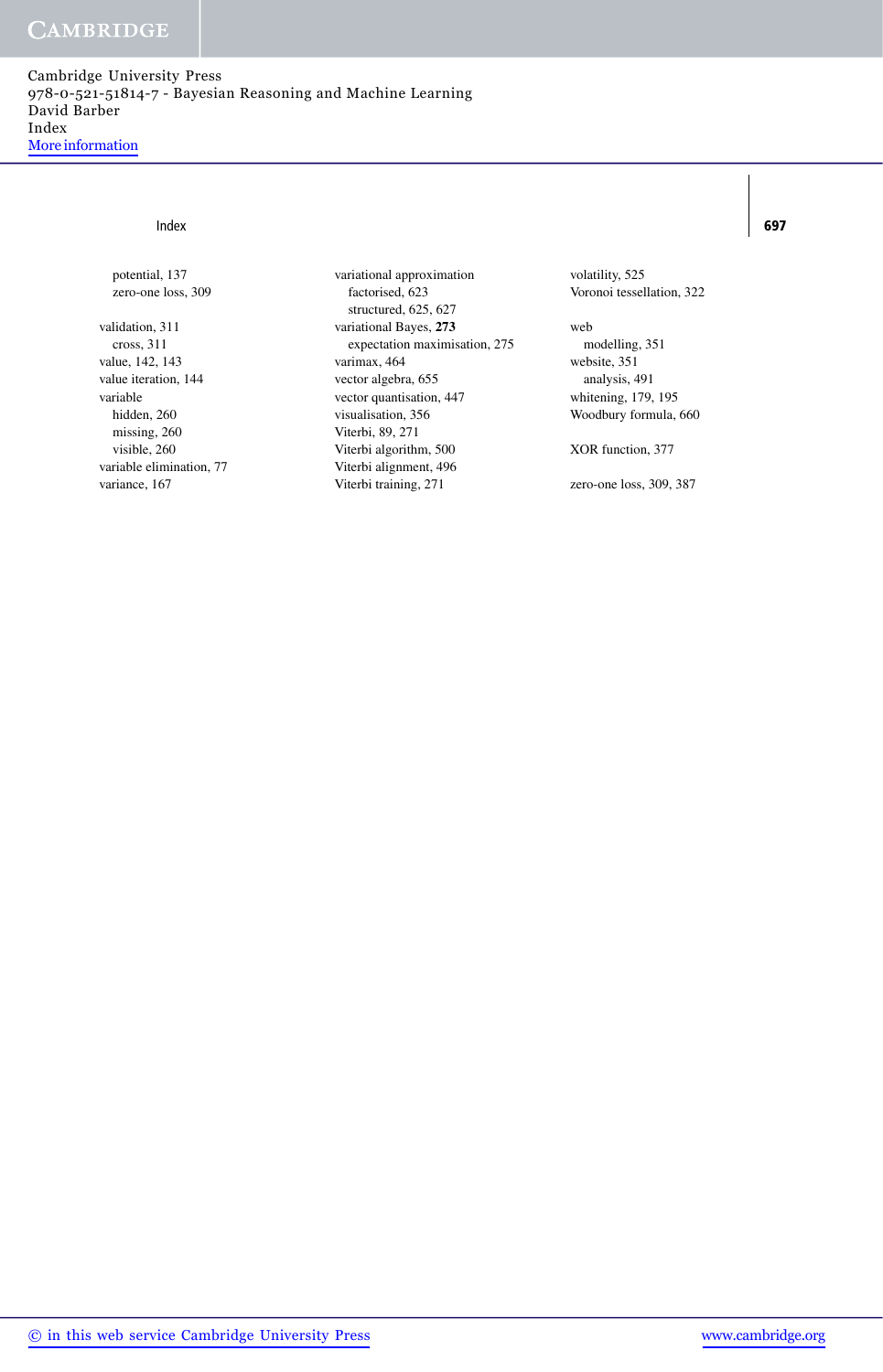potential, 137
zero-one loss, 309

validation, 311
cross, 311
value, 142, 143
value iteration, 144
variable
hidden, 260
missing, 260
visible, 260
variable elimination, 77
variance, 167

variational approximation
factorised, 623
structured, 625, 627
variational Bayes, **273**
expectation maximisation, 275
varimax, 464
vector algebra, 655
vector quantisation, 447
visualisation, 356
Viterbi, 89, 271
Viterbi algorithm, 500
Viterbi alignment, 496
Viterbi training, 271

volatility, 525
Voronoi tessellation, 322

web
modelling, 351
website, 351
analysis, 491
whitening, 179, 195
Woodbury formula, 660

XOR function, 377

zero-one loss, 309, 387